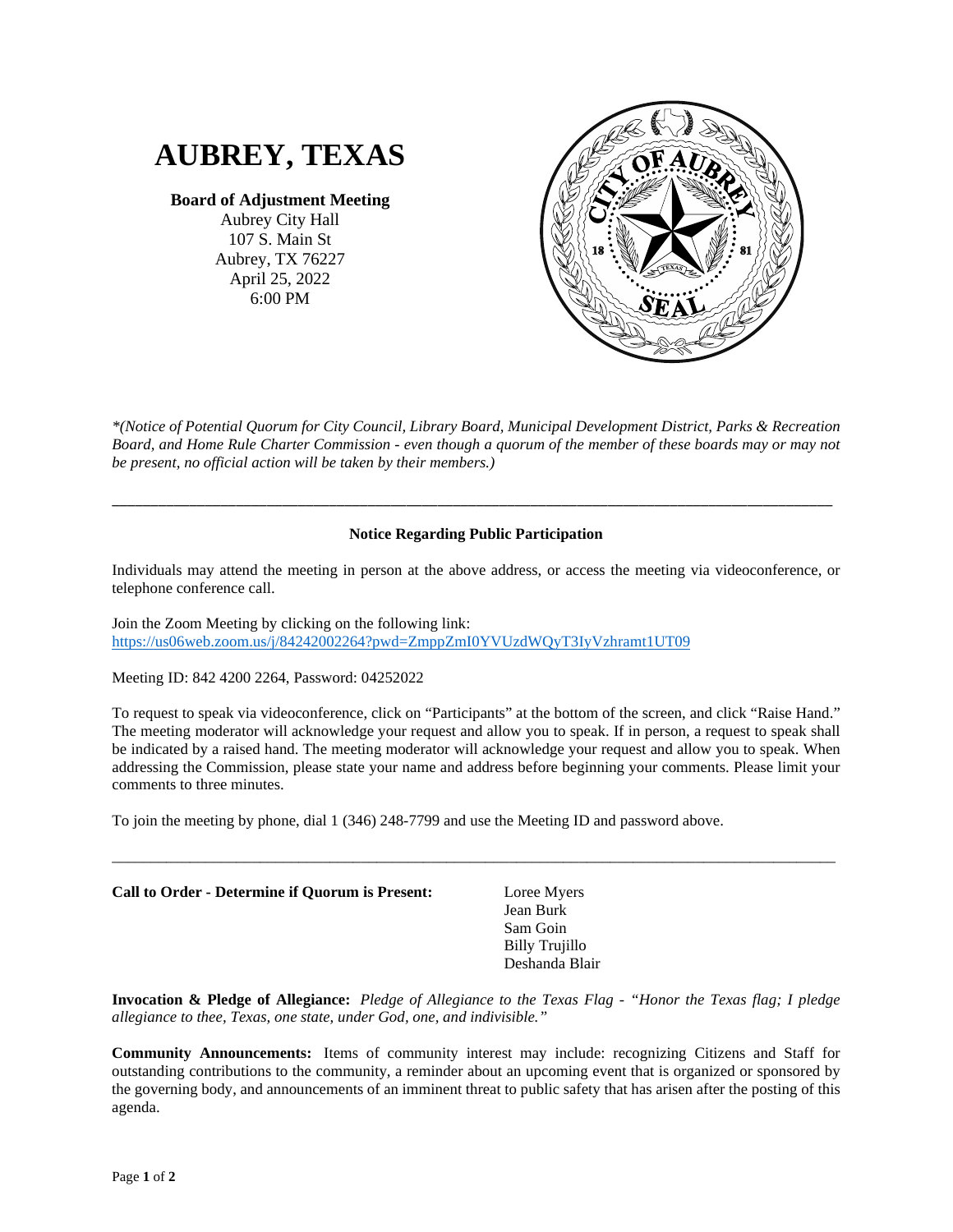# AUBREY, TEXAS

**Board of Adjustment Meeting**
Aubrey City Hall
107 S. Main St
Aubrey, TX 76227
April 25, 2022
6:00 PM

*\*(Notice of Potential Quorum for City Council, Library Board, Municipal Development District, Parks & Recreation Board, and Home Rule Charter Commission - even though a quorum of the member of these boards may or may not be present, no official action will be taken by their members.)*

---

**Notice Regarding Public Participation**

Individuals may attend the meeting in person at the above address, or access the meeting via videoconference, or telephone conference call.

Join the Zoom Meeting by clicking on the following link:
https://us06web.zoom.us/j/84242002264?pwd=ZmppZmI0YVUzdWQyT3IyVzhramt1UT09

Meeting ID: 842 4200 2264, Password: 04252022

To request to speak via videoconference, click on "Participants" at the bottom of the screen, and click "Raise Hand." The meeting moderator will acknowledge your request and allow you to speak. If in person, a request to speak shall be indicated by a raised hand. The meeting moderator will acknowledge your request and allow you to speak. When addressing the Commission, please state your name and address before beginning your comments. Please limit your comments to three minutes.

To join the meeting by phone, dial 1 (346) 248-7799 and use the Meeting ID and password above.

---

**Call to Order - Determine if Quorum is Present:**

Loree Myers
Jean Burk
Sam Goin
Billy Trujillo
Deshanda Blair

**Invocation & Pledge of Allegiance:** *Pledge of Allegiance to the Texas Flag - "Honor the Texas flag; I pledge allegiance to thee, Texas, one state, under God, one, and indivisible."*

**Community Announcements:** Items of community interest may include: recognizing Citizens and Staff for outstanding contributions to the community, a reminder about an upcoming event that is organized or sponsored by the governing body, and announcements of an imminent threat to public safety that has arisen after the posting of this agenda.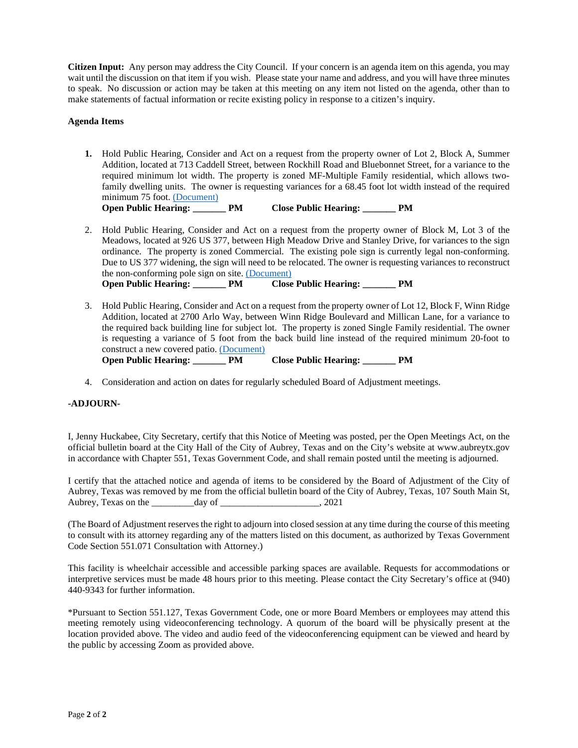**Citizen Input:** Any person may address the City Council. If your concern is an agenda item on this agenda, you may wait until the discussion on that item if you wish. Please state your name and address, and you will have three minutes to speak. No discussion or action may be taken at this meeting on any item not listed on the agenda, other than to make statements of factual information or recite existing policy in response to a citizen's inquiry.

**Agenda Items**

1. Hold Public Hearing, Consider and Act on a request from the property owner of Lot 2, Block A, Summer Addition, located at 713 Caddell Street, between Rockhill Road and Bluebonnet Street, for a variance to the required minimum lot width. The property is zoned MF-Multiple Family residential, which allows two-family dwelling units. The owner is requesting variances for a 68.45 foot lot width instead of the required minimum 75 foot. (Document)
   **Open Public Hearing: _______ PM Close Public Hearing: _______ PM**

2. Hold Public Hearing, Consider and Act on a request from the property owner of Block M, Lot 3 of the Meadows, located at 926 US 377, between High Meadow Drive and Stanley Drive, for variances to the sign ordinance. The property is zoned Commercial. The existing pole sign is currently legal non-conforming. Due to US 377 widening, the sign will need to be relocated. The owner is requesting variances to reconstruct the non-conforming pole sign on site. (Document)
   **Open Public Hearing: _______ PM Close Public Hearing: _______ PM**

3. Hold Public Hearing, Consider and Act on a request from the property owner of Lot 12, Block F, Winn Ridge Addition, located at 2700 Arlo Way, between Winn Ridge Boulevard and Millican Lane, for a variance to the required back building line for subject lot. The property is zoned Single Family residential. The owner is requesting a variance of 5 foot from the back build line instead of the required minimum 20-foot to construct a new covered patio. (Document)
   **Open Public Hearing: _______ PM Close Public Hearing: _______ PM**

4. Consideration and action on dates for regularly scheduled Board of Adjustment meetings.

**-ADJOURN-**

I, Jenny Huckabee, City Secretary, certify that this Notice of Meeting was posted, per the Open Meetings Act, on the official bulletin board at the City Hall of the City of Aubrey, Texas and on the City's website at www.aubreytx.gov in accordance with Chapter 551, Texas Government Code, and shall remain posted until the meeting is adjourned.

I certify that the attached notice and agenda of items to be considered by the Board of Adjustment of the City of Aubrey, Texas was removed by me from the official bulletin board of the City of Aubrey, Texas, 107 South Main St, Aubrey, Texas on the _________day of ____________________, 2021

(The Board of Adjustment reserves the right to adjourn into closed session at any time during the course of this meeting to consult with its attorney regarding any of the matters listed on this document, as authorized by Texas Government Code Section 551.071 Consultation with Attorney.)

This facility is wheelchair accessible and accessible parking spaces are available. Requests for accommodations or interpretive services must be made 48 hours prior to this meeting. Please contact the City Secretary's office at (940) 440-9343 for further information.

*Pursuant to Section 551.127, Texas Government Code, one or more Board Members or employees may attend this meeting remotely using videoconferencing technology. A quorum of the board will be physically present at the location provided above. The video and audio feed of the videoconferencing equipment can be viewed and heard by the public by accessing Zoom as provided above.